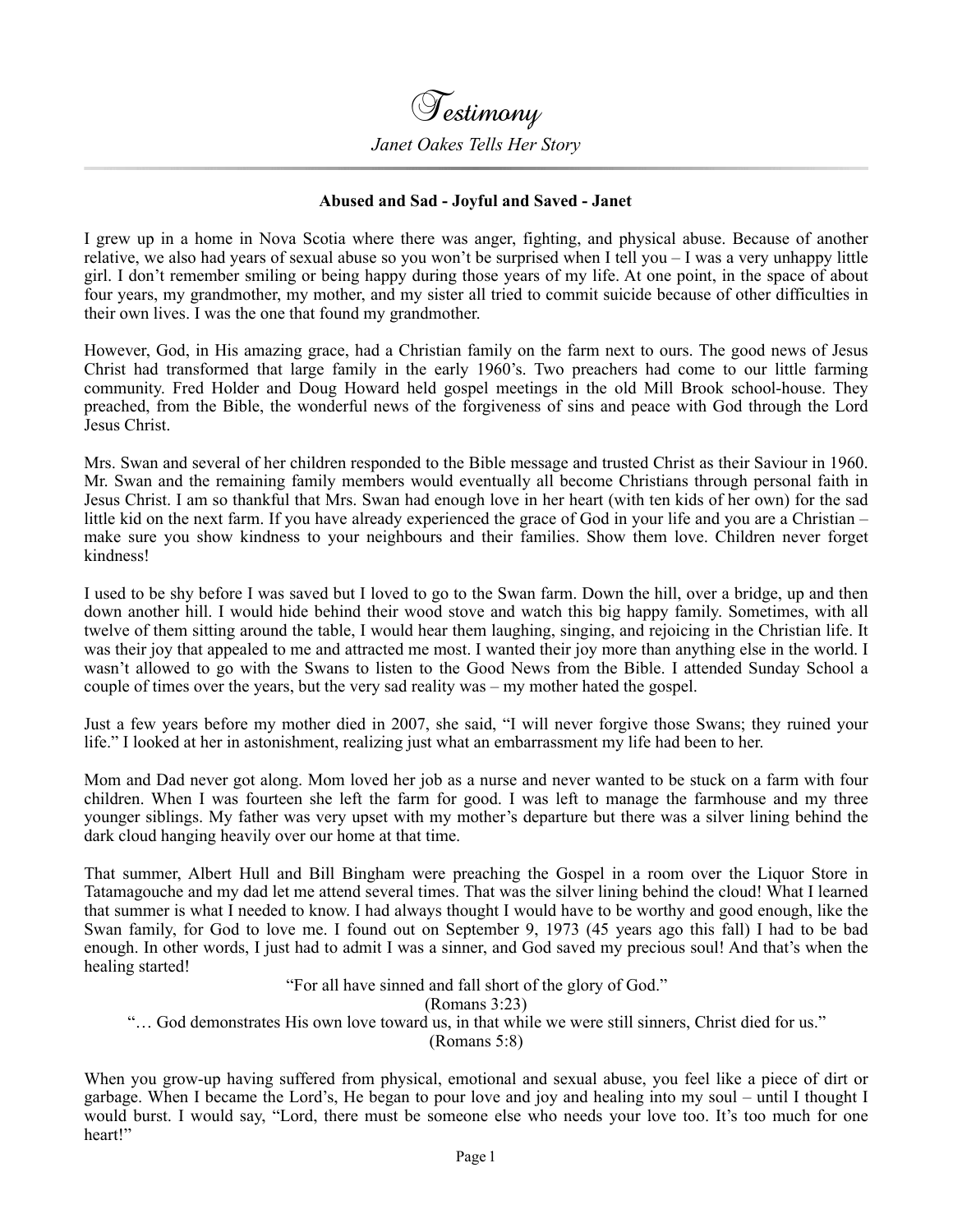# Testimony

*Janet Oakes Tells Her Story*

---

**Abused and Sad - Joyful and Saved - Janet**

I grew up in a home in Nova Scotia where there was anger, fighting, and physical abuse. Because of another relative, we also had years of sexual abuse so you won't be surprised when I tell you – I was a very unhappy little girl. I don't remember smiling or being happy during those years of my life. At one point, in the space of about four years, my grandmother, my mother, and my sister all tried to commit suicide because of other difficulties in their own lives. I was the one that found my grandmother.

However, God, in His amazing grace, had a Christian family on the farm next to ours. The good news of Jesus Christ had transformed that large family in the early 1960's. Two preachers had come to our little farming community. Fred Holder and Doug Howard held gospel meetings in the old Mill Brook school-house. They preached, from the Bible, the wonderful news of the forgiveness of sins and peace with God through the Lord Jesus Christ.

Mrs. Swan and several of her children responded to the Bible message and trusted Christ as their Saviour in 1960. Mr. Swan and the remaining family members would eventually all become Christians through personal faith in Jesus Christ. I am so thankful that Mrs. Swan had enough love in her heart (with ten kids of her own) for the sad little kid on the next farm. If you have already experienced the grace of God in your life and you are a Christian – make sure you show kindness to your neighbours and their families. Show them love. Children never forget kindness!

I used to be shy before I was saved but I loved to go to the Swan farm. Down the hill, over a bridge, up and then down another hill. I would hide behind their wood stove and watch this big happy family. Sometimes, with all twelve of them sitting around the table, I would hear them laughing, singing, and rejoicing in the Christian life. It was their joy that appealed to me and attracted me most. I wanted their joy more than anything else in the world. I wasn't allowed to go with the Swans to listen to the Good News from the Bible. I attended Sunday School a couple of times over the years, but the very sad reality was – my mother hated the gospel.

Just a few years before my mother died in 2007, she said, "I will never forgive those Swans; they ruined your life." I looked at her in astonishment, realizing just what an embarrassment my life had been to her.

Mom and Dad never got along. Mom loved her job as a nurse and never wanted to be stuck on a farm with four children. When I was fourteen she left the farm for good. I was left to manage the farmhouse and my three younger siblings. My father was very upset with my mother's departure but there was a silver lining behind the dark cloud hanging heavily over our home at that time.

That summer, Albert Hull and Bill Bingham were preaching the Gospel in a room over the Liquor Store in Tatamagouche and my dad let me attend several times. That was the silver lining behind the cloud! What I learned that summer is what I needed to know. I had always thought I would have to be worthy and good enough, like the Swan family, for God to love me. I found out on September 9, 1973 (45 years ago this fall) I had to be bad enough. In other words, I just had to admit I was a sinner, and God saved my precious soul! And that's when the healing started!

"For all have sinned and fall short of the glory of God."
(Romans 3:23)

"… God demonstrates His own love toward us, in that while we were still sinners, Christ died for us."
(Romans 5:8)

When you grow-up having suffered from physical, emotional and sexual abuse, you feel like a piece of dirt or garbage. When I became the Lord's, He began to pour love and joy and healing into my soul – until I thought I would burst. I would say, "Lord, there must be someone else who needs your love too. It's too much for one heart!"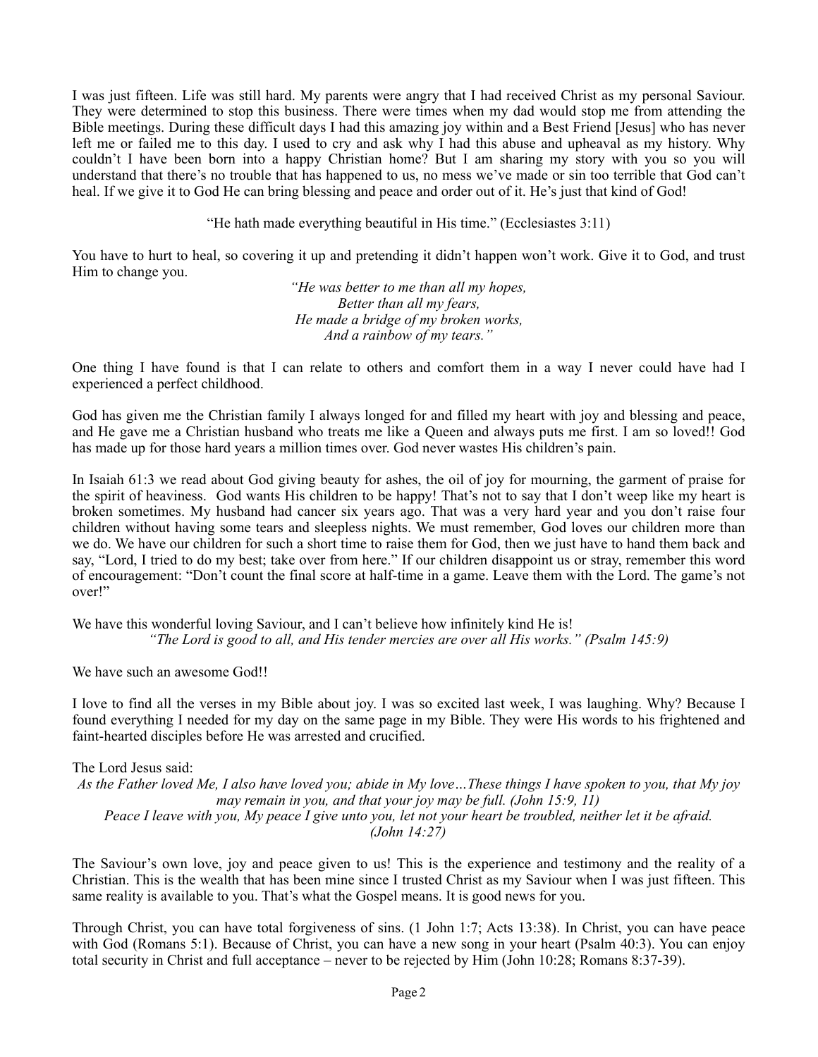I was just fifteen. Life was still hard. My parents were angry that I had received Christ as my personal Saviour. They were determined to stop this business. There were times when my dad would stop me from attending the Bible meetings. During these difficult days I had this amazing joy within and a Best Friend [Jesus] who has never left me or failed me to this day. I used to cry and ask why I had this abuse and upheaval as my history. Why couldn't I have been born into a happy Christian home? But I am sharing my story with you so you will understand that there's no trouble that has happened to us, no mess we've made or sin too terrible that God can't heal. If we give it to God He can bring blessing and peace and order out of it. He's just that kind of God!

"He hath made everything beautiful in His time." (Ecclesiastes 3:11)

You have to hurt to heal, so covering it up and pretending it didn't happen won't work. Give it to God, and trust Him to change you.

*"He was better to me than all my hopes,*
*Better than all my fears,*
*He made a bridge of my broken works,*
*And a rainbow of my tears."*

One thing I have found is that I can relate to others and comfort them in a way I never could have had I experienced a perfect childhood.

God has given me the Christian family I always longed for and filled my heart with joy and blessing and peace, and He gave me a Christian husband who treats me like a Queen and always puts me first. I am so loved!! God has made up for those hard years a million times over. God never wastes His children's pain.

In Isaiah 61:3 we read about God giving beauty for ashes, the oil of joy for mourning, the garment of praise for the spirit of heaviness. God wants His children to be happy! That's not to say that I don't weep like my heart is broken sometimes. My husband had cancer six years ago. That was a very hard year and you don't raise four children without having some tears and sleepless nights. We must remember, God loves our children more than we do. We have our children for such a short time to raise them for God, then we just have to hand them back and say, "Lord, I tried to do my best; take over from here." If our children disappoint us or stray, remember this word of encouragement: "Don't count the final score at half-time in a game. Leave them with the Lord. The game's not over!"

We have this wonderful loving Saviour, and I can't believe how infinitely kind He is!

*"The Lord is good to all, and His tender mercies are over all His works." (Psalm 145:9)*

We have such an awesome God!!

I love to find all the verses in my Bible about joy. I was so excited last week, I was laughing. Why? Because I found everything I needed for my day on the same page in my Bible. They were His words to his frightened and faint-hearted disciples before He was arrested and crucified.

The Lord Jesus said:

*As the Father loved Me, I also have loved you; abide in My love…These things I have spoken to you, that My joy may remain in you, and that your joy may be full. (John 15:9, 11)*

*Peace I leave with you, My peace I give unto you, let not your heart be troubled, neither let it be afraid. (John 14:27)*

The Saviour's own love, joy and peace given to us! This is the experience and testimony and the reality of a Christian. This is the wealth that has been mine since I trusted Christ as my Saviour when I was just fifteen. This same reality is available to you. That's what the Gospel means. It is good news for you.

Through Christ, you can have total forgiveness of sins. (1 John 1:7; Acts 13:38). In Christ, you can have peace with God (Romans 5:1). Because of Christ, you can have a new song in your heart (Psalm 40:3). You can enjoy total security in Christ and full acceptance – never to be rejected by Him (John 10:28; Romans 8:37-39).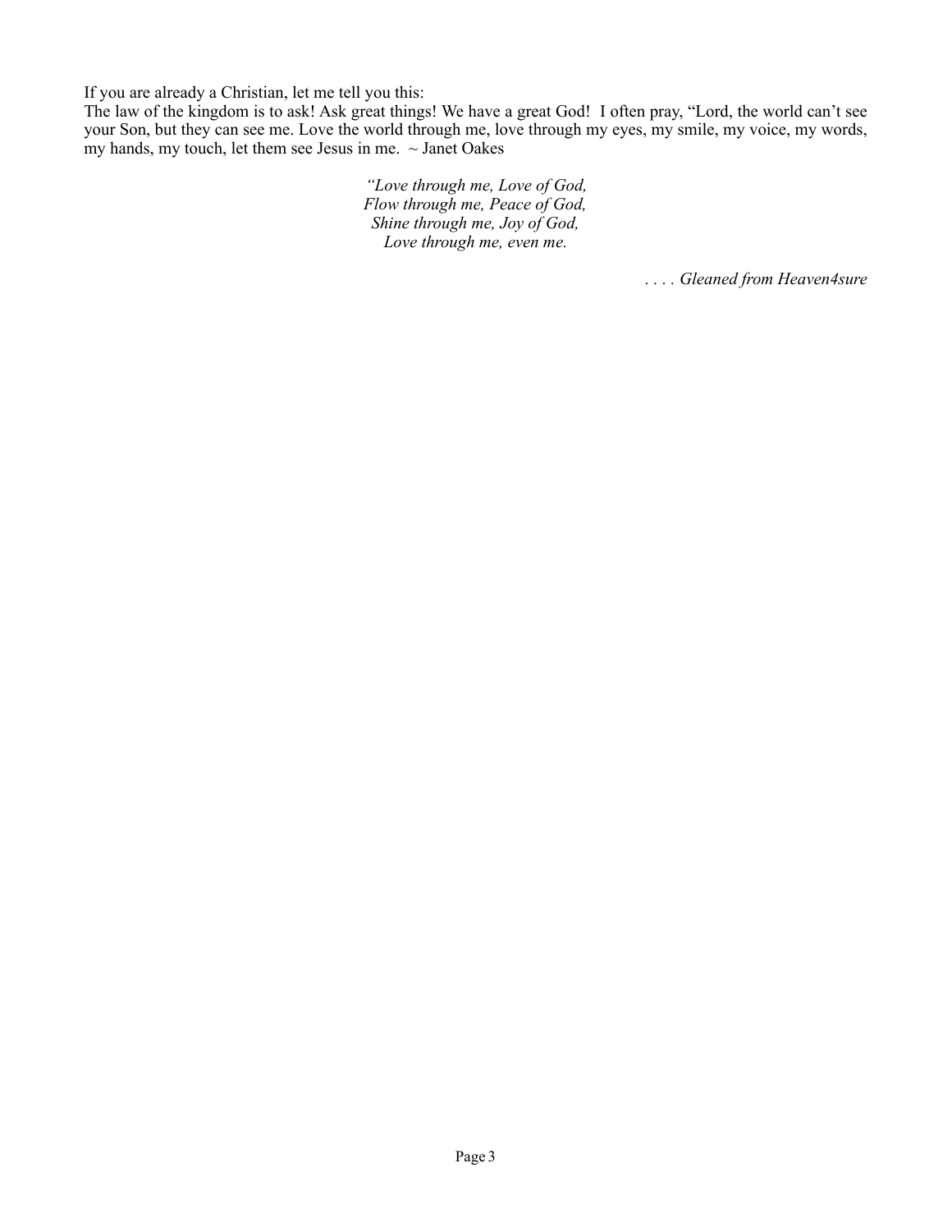If you are already a Christian, let me tell you this:
The law of the kingdom is to ask! Ask great things! We have a great God!  I often pray, “Lord, the world can’t see your Son, but they can see me. Love the world through me, love through my eyes, my smile, my voice, my words, my hands, my touch, let them see Jesus in me.  ~ Janet Oakes

*“Love through me, Love of God,*
*Flow through me, Peace of God,*
*Shine through me, Joy of God,*
*Love through me, even me.*

. . . . *Gleaned from Heaven4sure*